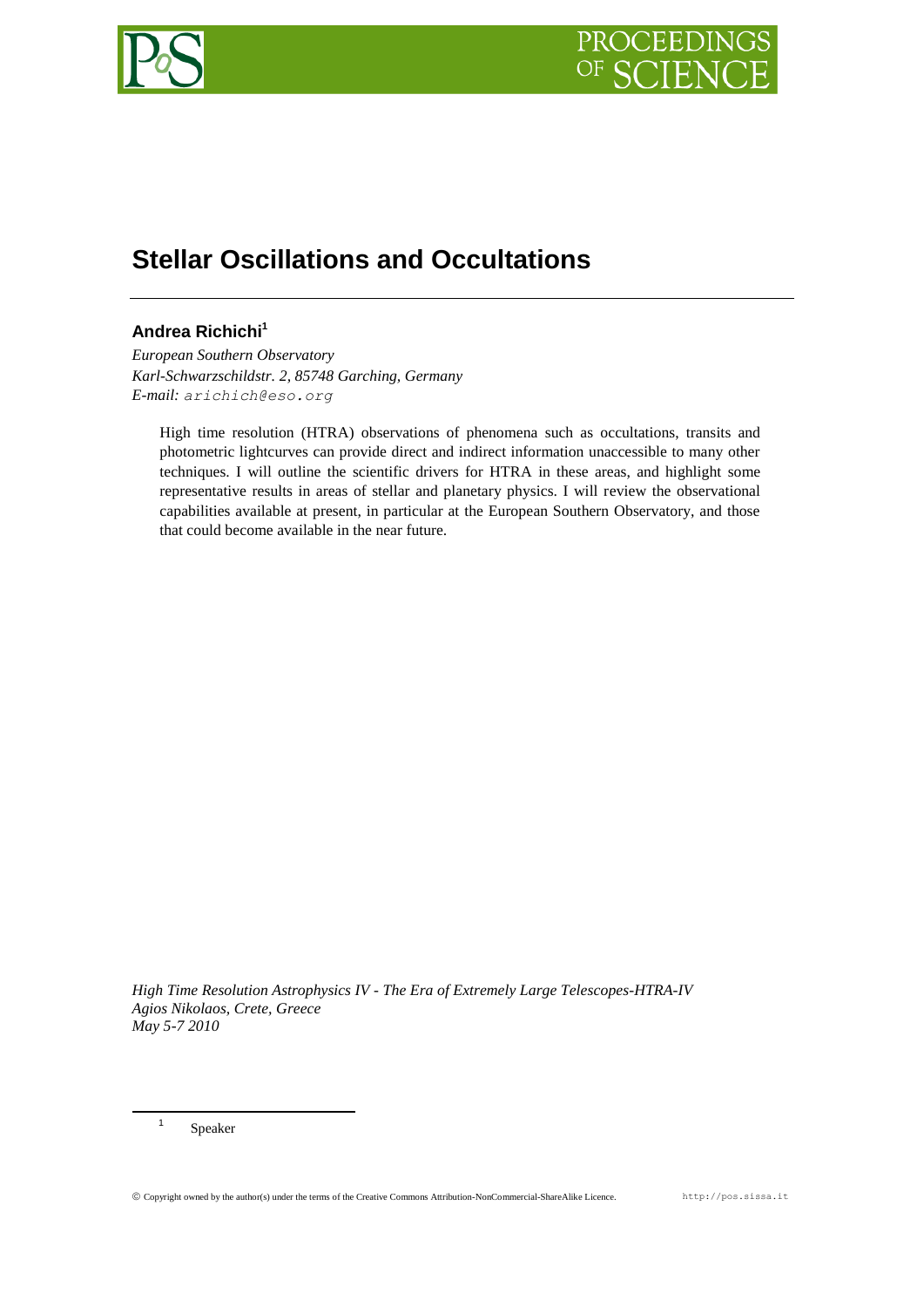# Stellar Oscillations and Occultations

## Andrea Richichi[1]

*European Southern Observatory*
*Karl-Schwarzschildstr. 2, 85748 Garching, Germany*
*E-mail:* arichich@eso.org

High time resolution (HTRA) observations of phenomena such as occultations, transits and photometric lightcurves can provide direct and indirect information unaccessible to many other techniques. I will outline the scientific drivers for HTRA in these areas, and highlight some representative results in areas of stellar and planetary physics. I will review the observational capabilities available at present, in particular at the European Southern Observatory, and those that could become available in the near future.

*High Time Resolution Astrophysics IV - The Era of Extremely Large Telescopes-HTRA-IV*
*Agios Nikolaos, Crete, Greece*
*May 5-7 2010*

[1] Speaker

© Copyright owned by the author(s) under the terms of the Creative Commons Attribution-NonCommercial-ShareAlike Licence. http://pos.sissa.it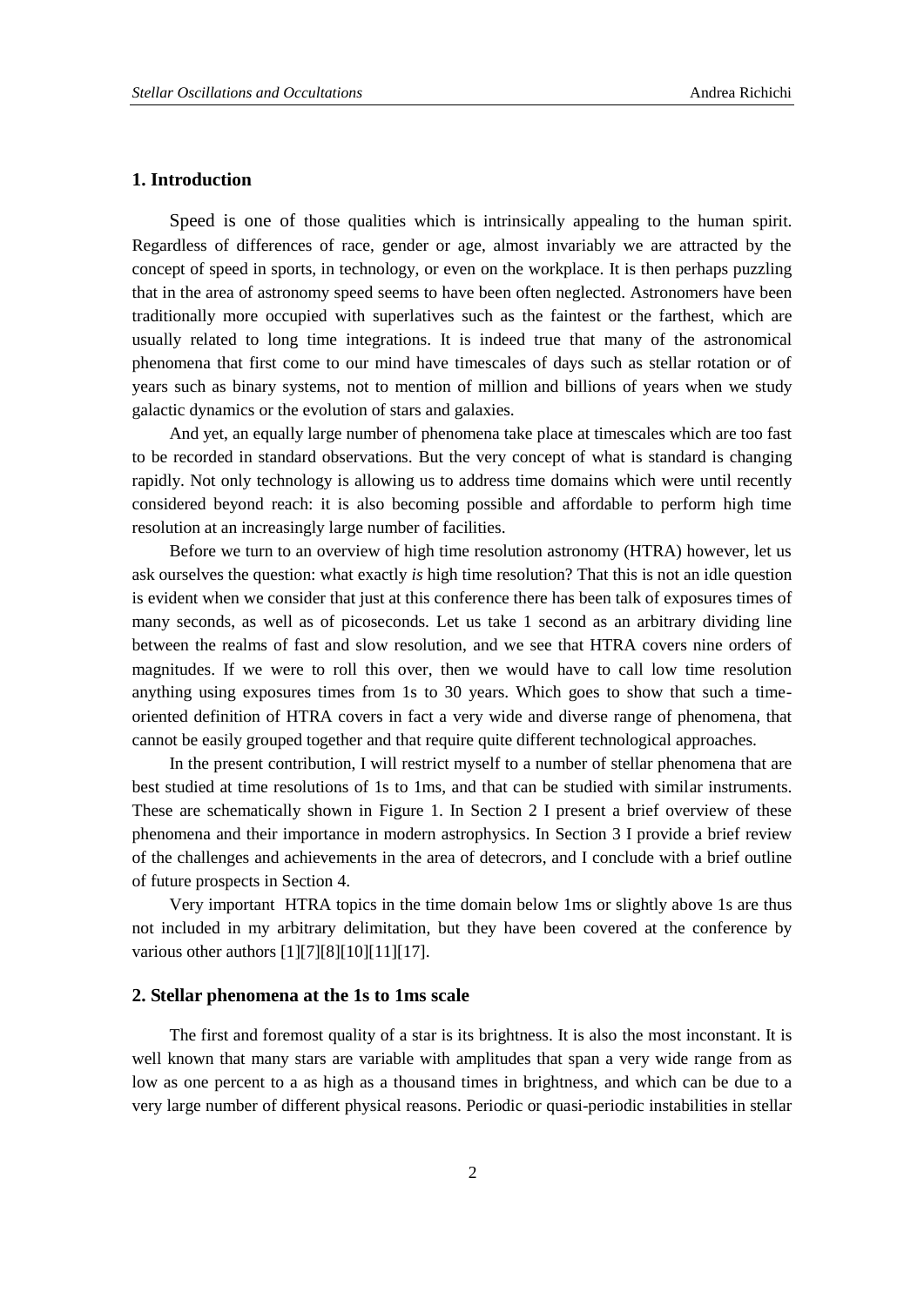## 1. Introduction

Speed is one of those qualities which is intrinsically appealing to the human spirit. Regardless of differences of race, gender or age, almost invariably we are attracted by the concept of speed in sports, in technology, or even on the workplace. It is then perhaps puzzling that in the area of astronomy speed seems to have been often neglected. Astronomers have been traditionally more occupied with superlatives such as the faintest or the farthest, which are usually related to long time integrations. It is indeed true that many of the astronomical phenomena that first come to our mind have timescales of days such as stellar rotation or of years such as binary systems, not to mention of million and billions of years when we study galactic dynamics or the evolution of stars and galaxies.

And yet, an equally large number of phenomena take place at timescales which are too fast to be recorded in standard observations. But the very concept of what is standard is changing rapidly. Not only technology is allowing us to address time domains which were until recently considered beyond reach: it is also becoming possible and affordable to perform high time resolution at an increasingly large number of facilities.

Before we turn to an overview of high time resolution astronomy (HTRA) however, let us ask ourselves the question: what exactly *is* high time resolution? That this is not an idle question is evident when we consider that just at this conference there has been talk of exposures times of many seconds, as well as of picoseconds. Let us take 1 second as an arbitrary dividing line between the realms of fast and slow resolution, and we see that HTRA covers nine orders of magnitudes. If we were to roll this over, then we would have to call low time resolution anything using exposures times from 1s to 30 years. Which goes to show that such a time-oriented definition of HTRA covers in fact a very wide and diverse range of phenomena, that cannot be easily grouped together and that require quite different technological approaches.

In the present contribution, I will restrict myself to a number of stellar phenomena that are best studied at time resolutions of 1s to 1ms, and that can be studied with similar instruments. These are schematically shown in Figure 1. In Section 2 I present a brief overview of these phenomena and their importance in modern astrophysics. In Section 3 I provide a brief review of the challenges and achievements in the area of detecrors, and I conclude with a brief outline of future prospects in Section 4.

Very important HTRA topics in the time domain below 1ms or slightly above 1s are thus not included in my arbitrary delimitation, but they have been covered at the conference by various other authors [1][7][8][10][11][17].

## 2. Stellar phenomena at the 1s to 1ms scale

The first and foremost quality of a star is its brightness. It is also the most inconstant. It is well known that many stars are variable with amplitudes that span a very wide range from as low as one percent to a as high as a thousand times in brightness, and which can be due to a very large number of different physical reasons. Periodic or quasi-periodic instabilities in stellar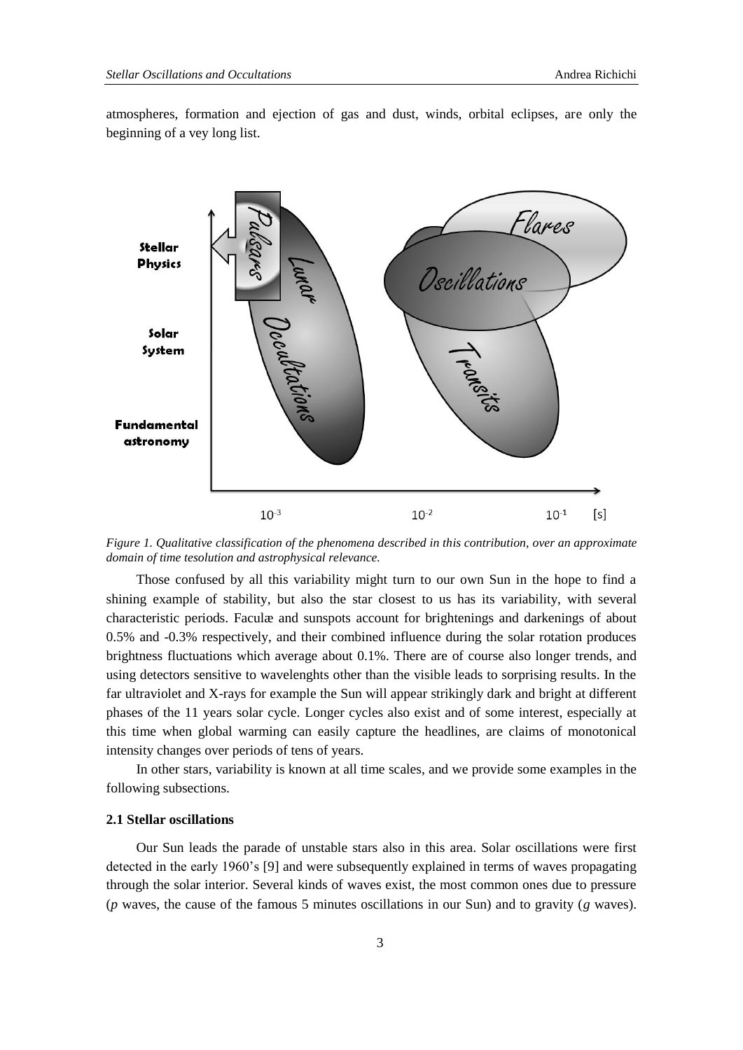atmospheres, formation and ejection of gas and dust, winds, orbital eclipses, are only the beginning of a vey long list.

*Figure 1. Qualitative classification of the phenomena described in this contribution, over an approximate domain of time tesolution and astrophysical relevance.*

Those confused by all this variability might turn to our own Sun in the hope to find a shining example of stability, but also the star closest to us has its variability, with several characteristic periods. Faculæ and sunspots account for brightenings and darkenings of about 0.5% and -0.3% respectively, and their combined influence during the solar rotation produces brightness fluctuations which average about 0.1%. There are of course also longer trends, and using detectors sensitive to wavelenghts other than the visible leads to sorprising results. In the far ultraviolet and X-rays for example the Sun will appear strikingly dark and bright at different phases of the 11 years solar cycle. Longer cycles also exist and of some interest, especially at this time when global warming can easily capture the headlines, are claims of monotonical intensity changes over periods of tens of years.

In other stars, variability is known at all time scales, and we provide some examples in the following subsections.

### 2.1 Stellar oscillations

Our Sun leads the parade of unstable stars also in this area. Solar oscillations were first detected in the early 1960's [9] and were subsequently explained in terms of waves propagating through the solar interior. Several kinds of waves exist, the most common ones due to pressure (*p* waves, the cause of the famous 5 minutes oscillations in our Sun) and to gravity (*g* waves).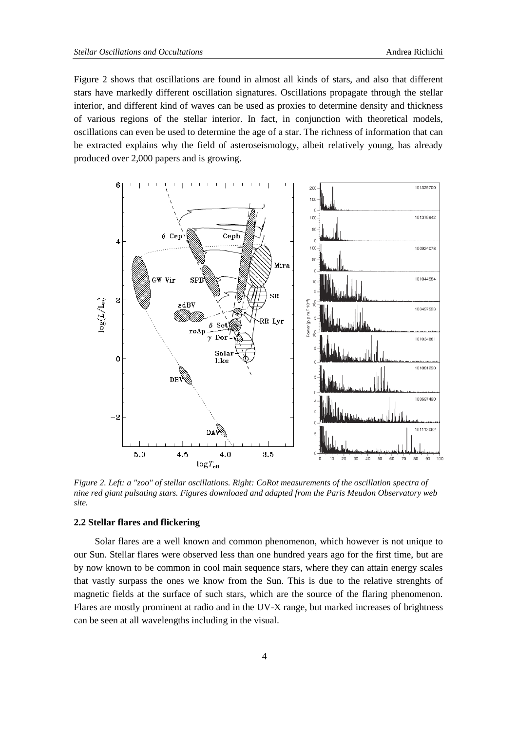Figure 2 shows that oscillations are found in almost all kinds of stars, and also that different stars have markedly different oscillation signatures. Oscillations propagate through the stellar interior, and different kind of waves can be used as proxies to determine density and thickness of various regions of the stellar interior. In fact, in conjunction with theoretical models, oscillations can even be used to determine the age of a star. The richness of information that can be extracted explains why the field of asteroseismology, albeit relatively young, has already produced over 2,000 papers and is growing.

*Figure 2. Left: a "zoo" of stellar oscillations. Right: CoRot measurements of the oscillation spectra of nine red giant pulsating stars. Figures downloaed and adapted from the Paris Meudon Observatory web site.*

### 2.2 Stellar flares and flickering

Solar flares are a well known and common phenomenon, which however is not unique to our Sun. Stellar flares were observed less than one hundred years ago for the first time, but are by now known to be common in cool main sequence stars, where they can attain energy scales that vastly surpass the ones we know from the Sun. This is due to the relative strenghts of magnetic fields at the surface of such stars, which are the source of the flaring phenomenon. Flares are mostly prominent at radio and in the UV-X range, but marked increases of brightness can be seen at all wavelengths including in the visual.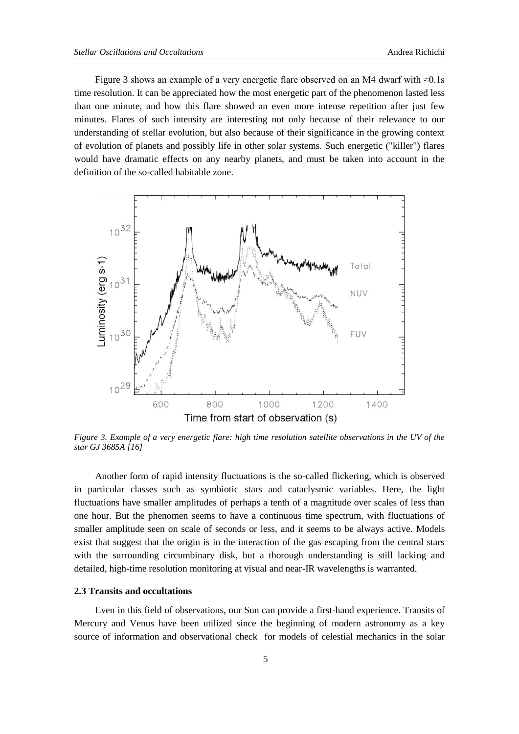Figure 3 shows an example of a very energetic flare observed on an M4 dwarf with ≈0.1s time resolution. It can be appreciated how the most energetic part of the phenomenon lasted less than one minute, and how this flare showed an even more intense repetition after just few minutes. Flares of such intensity are interesting not only because of their relevance to our understanding of stellar evolution, but also because of their significance in the growing context of evolution of planets and possibly life in other solar systems. Such energetic ("killer") flares would have dramatic effects on any nearby planets, and must be taken into account in the definition of the so-called habitable zone.

*Figure 3. Example of a very energetic flare: high time resolution satellite observations in the UV of the star GJ 3685A [16]*

Another form of rapid intensity fluctuations is the so-called flickering, which is observed in particular classes such as symbiotic stars and cataclysmic variables. Here, the light fluctuations have smaller amplitudes of perhaps a tenth of a magnitude over scales of less than one hour. But the phenomen seems to have a continuous time spectrum, with fluctuations of smaller amplitude seen on scale of seconds or less, and it seems to be always active. Models exist that suggest that the origin is in the interaction of the gas escaping from the central stars with the surrounding circumbinary disk, but a thorough understanding is still lacking and detailed, high-time resolution monitoring at visual and near-IR wavelengths is warranted.

### 2.3 Transits and occultations

Even in this field of observations, our Sun can provide a first-hand experience. Transits of Mercury and Venus have been utilized since the beginning of modern astronomy as a key source of information and observational check for models of celestial mechanics in the solar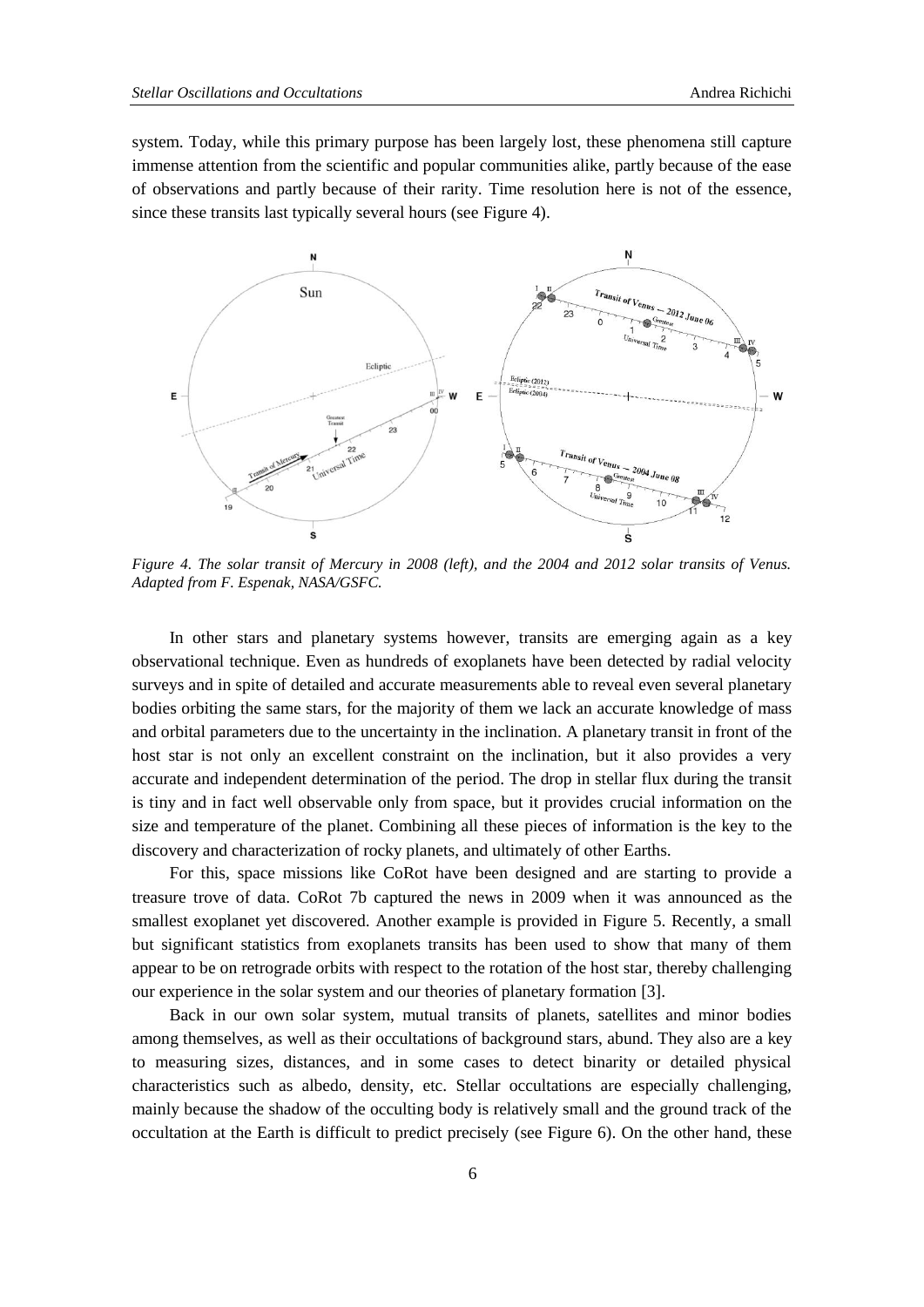system. Today, while this primary purpose has been largely lost, these phenomena still capture immense attention from the scientific and popular communities alike, partly because of the ease of observations and partly because of their rarity. Time resolution here is not of the essence, since these transits last typically several hours (see Figure 4).

*Figure 4. The solar transit of Mercury in 2008 (left), and the 2004 and 2012 solar transits of Venus. Adapted from F. Espenak, NASA/GSFC.*

In other stars and planetary systems however, transits are emerging again as a key observational technique. Even as hundreds of exoplanets have been detected by radial velocity surveys and in spite of detailed and accurate measurements able to reveal even several planetary bodies orbiting the same stars, for the majority of them we lack an accurate knowledge of mass and orbital parameters due to the uncertainty in the inclination. A planetary transit in front of the host star is not only an excellent constraint on the inclination, but it also provides a very accurate and independent determination of the period. The drop in stellar flux during the transit is tiny and in fact well observable only from space, but it provides crucial information on the size and temperature of the planet. Combining all these pieces of information is the key to the discovery and characterization of rocky planets, and ultimately of other Earths.

For this, space missions like CoRot have been designed and are starting to provide a treasure trove of data. CoRot 7b captured the news in 2009 when it was announced as the smallest exoplanet yet discovered. Another example is provided in Figure 5. Recently, a small but significant statistics from exoplanets transits has been used to show that many of them appear to be on retrograde orbits with respect to the rotation of the host star, thereby challenging our experience in the solar system and our theories of planetary formation [3].

Back in our own solar system, mutual transits of planets, satellites and minor bodies among themselves, as well as their occultations of background stars, abund. They also are a key to measuring sizes, distances, and in some cases to detect binarity or detailed physical characteristics such as albedo, density, etc. Stellar occultations are especially challenging, mainly because the shadow of the occulting body is relatively small and the ground track of the occultation at the Earth is difficult to predict precisely (see Figure 6). On the other hand, these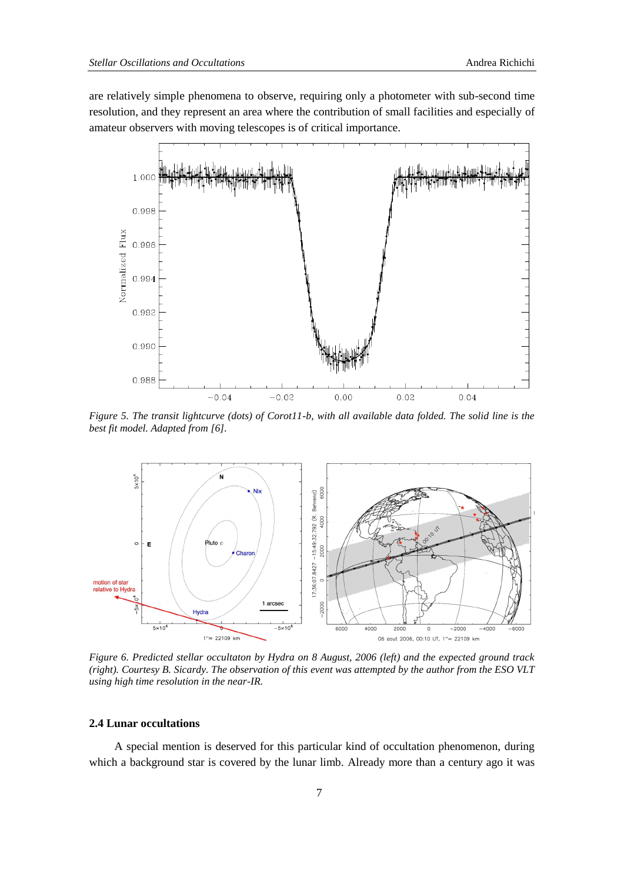are relatively simple phenomena to observe, requiring only a photometer with sub-second time resolution, and they represent an area where the contribution of small facilities and especially of amateur observers with moving telescopes is of critical importance.

*Figure 5. The transit lightcurve (dots) of Corot11-b, with all available data folded. The solid line is the best fit model. Adapted from [6].*

*Figure 6. Predicted stellar occultaton by Hydra on 8 August, 2006 (left) and the expected ground track (right). Courtesy B. Sicardy. The observation of this event was attempted by the author from the ESO VLT using high time resolution in the near-IR.*

### 2.4 Lunar occultations

A special mention is deserved for this particular kind of occultation phenomenon, during which a background star is covered by the lunar limb. Already more than a century ago it was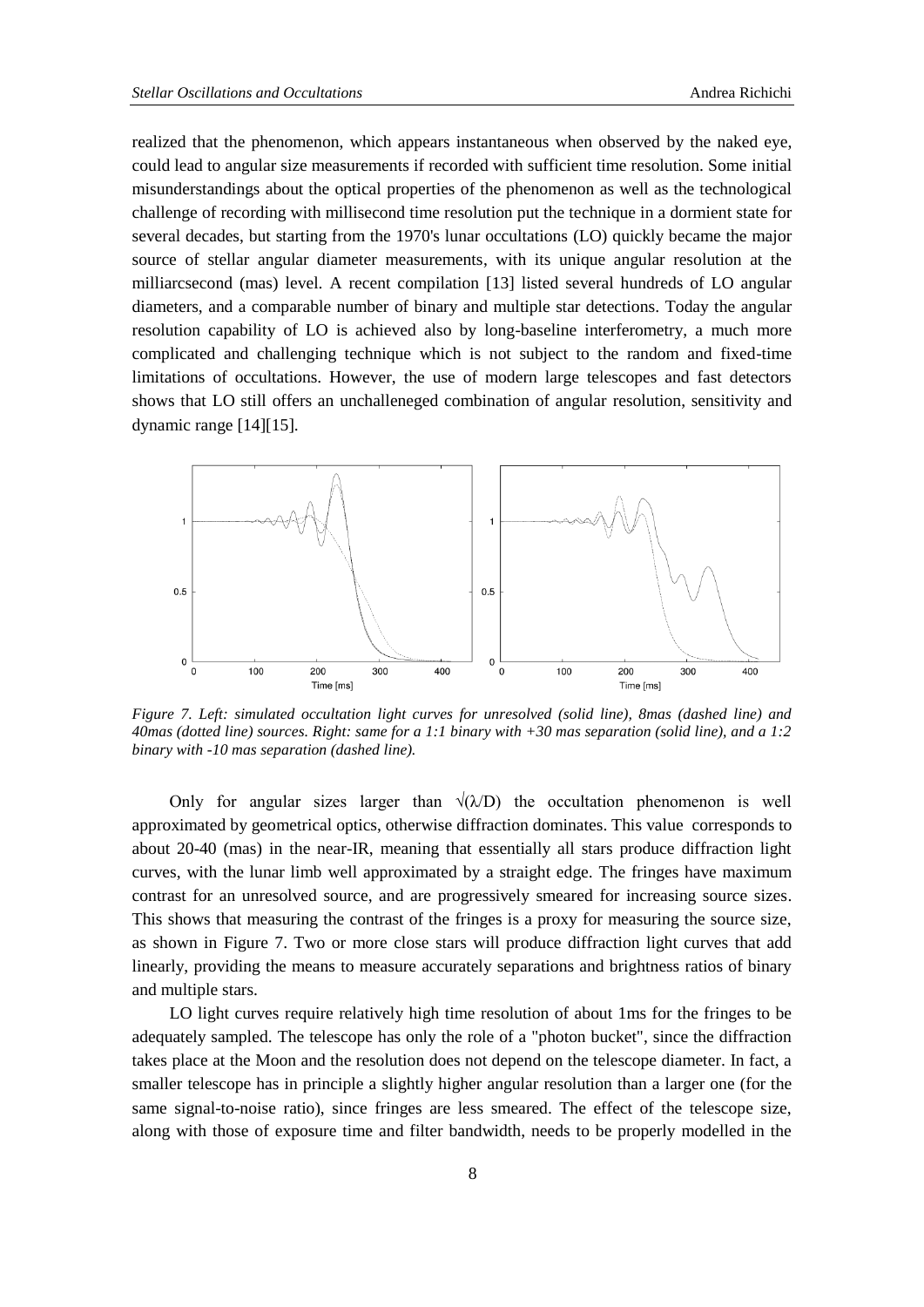realized that the phenomenon, which appears instantaneous when observed by the naked eye, could lead to angular size measurements if recorded with sufficient time resolution. Some initial misunderstandings about the optical properties of the phenomenon as well as the technological challenge of recording with millisecond time resolution put the technique in a dormient state for several decades, but starting from the 1970's lunar occultations (LO) quickly became the major source of stellar angular diameter measurements, with its unique angular resolution at the milliarcsecond (mas) level. A recent compilation [13] listed several hundreds of LO angular diameters, and a comparable number of binary and multiple star detections. Today the angular resolution capability of LO is achieved also by long-baseline interferometry, a much more complicated and challenging technique which is not subject to the random and fixed-time limitations of occultations. However, the use of modern large telescopes and fast detectors shows that LO still offers an unchalleneged combination of angular resolution, sensitivity and dynamic range [14][15].

*Figure 7. Left: simulated occultation light curves for unresolved (solid line), 8mas (dashed line) and 40mas (dotted line) sources. Right: same for a 1:1 binary with +30 mas separation (solid line), and a 1:2 binary with -10 mas separation (dashed line).*

Only for angular sizes larger than $\sqrt{(\lambda/D)}$ the occultation phenomenon is well approximated by geometrical optics, otherwise diffraction dominates. This value corresponds to about 20-40 (mas) in the near-IR, meaning that essentially all stars produce diffraction light curves, with the lunar limb well approximated by a straight edge. The fringes have maximum contrast for an unresolved source, and are progressively smeared for increasing source sizes. This shows that measuring the contrast of the fringes is a proxy for measuring the source size, as shown in Figure 7. Two or more close stars will produce diffraction light curves that add linearly, providing the means to measure accurately separations and brightness ratios of binary and multiple stars.

LO light curves require relatively high time resolution of about 1ms for the fringes to be adequately sampled. The telescope has only the role of a "photon bucket", since the diffraction takes place at the Moon and the resolution does not depend on the telescope diameter. In fact, a smaller telescope has in principle a slightly higher angular resolution than a larger one (for the same signal-to-noise ratio), since fringes are less smeared. The effect of the telescope size, along with those of exposure time and filter bandwidth, needs to be properly modelled in the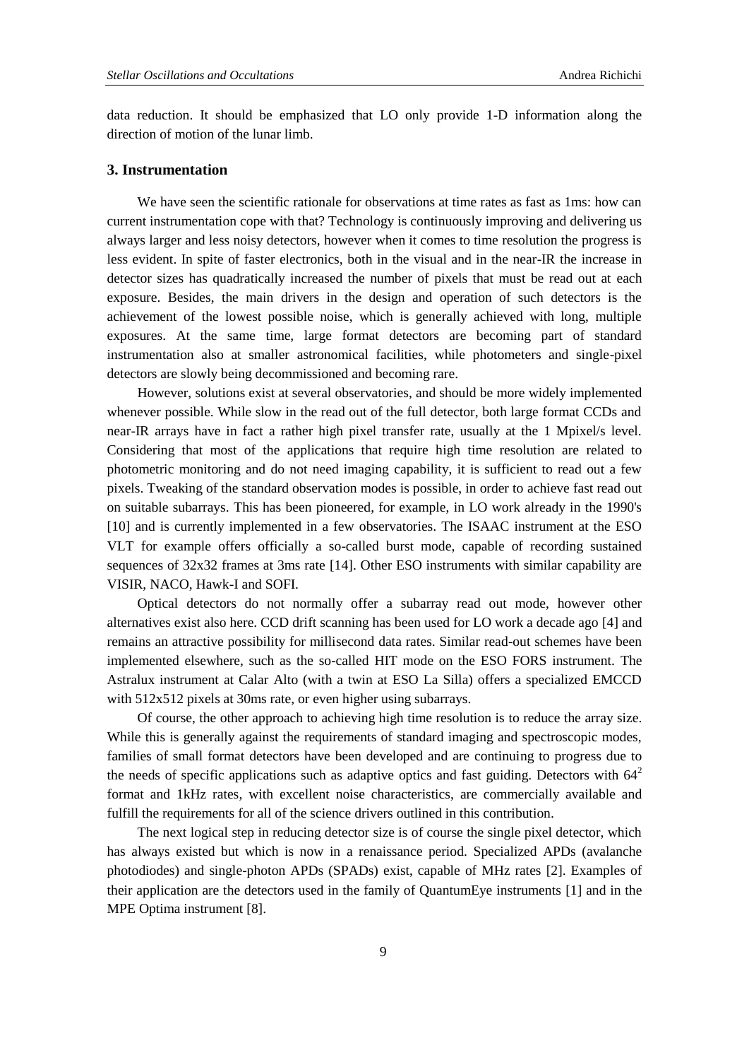data reduction. It should be emphasized that LO only provide 1-D information along the direction of motion of the lunar limb.

### 3. Instrumentation

We have seen the scientific rationale for observations at time rates as fast as 1ms: how can current instrumentation cope with that? Technology is continuously improving and delivering us always larger and less noisy detectors, however when it comes to time resolution the progress is less evident. In spite of faster electronics, both in the visual and in the near-IR the increase in detector sizes has quadratically increased the number of pixels that must be read out at each exposure. Besides, the main drivers in the design and operation of such detectors is the achievement of the lowest possible noise, which is generally achieved with long, multiple exposures. At the same time, large format detectors are becoming part of standard instrumentation also at smaller astronomical facilities, while photometers and single-pixel detectors are slowly being decommissioned and becoming rare.

However, solutions exist at several observatories, and should be more widely implemented whenever possible. While slow in the read out of the full detector, both large format CCDs and near-IR arrays have in fact a rather high pixel transfer rate, usually at the 1 Mpixel/s level. Considering that most of the applications that require high time resolution are related to photometric monitoring and do not need imaging capability, it is sufficient to read out a few pixels. Tweaking of the standard observation modes is possible, in order to achieve fast read out on suitable subarrays. This has been pioneered, for example, in LO work already in the 1990's [10] and is currently implemented in a few observatories. The ISAAC instrument at the ESO VLT for example offers officially a so-called burst mode, capable of recording sustained sequences of 32x32 frames at 3ms rate [14]. Other ESO instruments with similar capability are VISIR, NACO, Hawk-I and SOFI.

Optical detectors do not normally offer a subarray read out mode, however other alternatives exist also here. CCD drift scanning has been used for LO work a decade ago [4] and remains an attractive possibility for millisecond data rates. Similar read-out schemes have been implemented elsewhere, such as the so-called HIT mode on the ESO FORS instrument. The Astralux instrument at Calar Alto (with a twin at ESO La Silla) offers a specialized EMCCD with 512x512 pixels at 30ms rate, or even higher using subarrays.

Of course, the other approach to achieving high time resolution is to reduce the array size. While this is generally against the requirements of standard imaging and spectroscopic modes, families of small format detectors have been developed and are continuing to progress due to the needs of specific applications such as adaptive optics and fast guiding. Detectors with $64^2$ format and 1kHz rates, with excellent noise characteristics, are commercially available and fulfill the requirements for all of the science drivers outlined in this contribution.

The next logical step in reducing detector size is of course the single pixel detector, which has always existed but which is now in a renaissance period. Specialized APDs (avalanche photodiodes) and single-photon APDs (SPADs) exist, capable of MHz rates [2]. Examples of their application are the detectors used in the family of QuantumEye instruments [1] and in the MPE Optima instrument [8].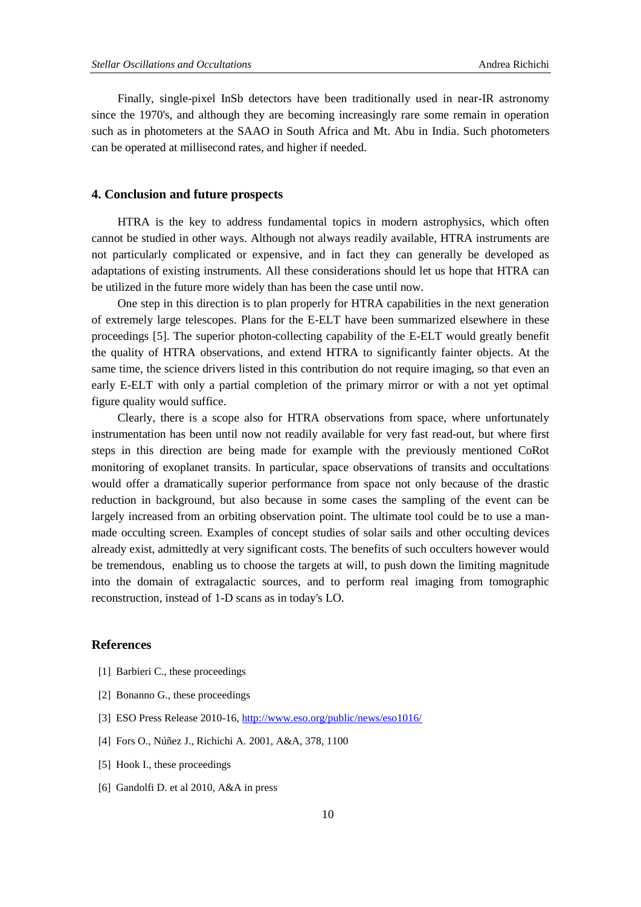Finally, single-pixel InSb detectors have been traditionally used in near-IR astronomy since the 1970's, and although they are becoming increasingly rare some remain in operation such as in photometers at the SAAO in South Africa and Mt. Abu in India. Such photometers can be operated at millisecond rates, and higher if needed.

## 4. Conclusion and future prospects

HTRA is the key to address fundamental topics in modern astrophysics, which often cannot be studied in other ways. Although not always readily available, HTRA instruments are not particularly complicated or expensive, and in fact they can generally be developed as adaptations of existing instruments. All these considerations should let us hope that HTRA can be utilized in the future more widely than has been the case until now.

One step in this direction is to plan properly for HTRA capabilities in the next generation of extremely large telescopes. Plans for the E-ELT have been summarized elsewhere in these proceedings [5]. The superior photon-collecting capability of the E-ELT would greatly benefit the quality of HTRA observations, and extend HTRA to significantly fainter objects. At the same time, the science drivers listed in this contribution do not require imaging, so that even an early E-ELT with only a partial completion of the primary mirror or with a not yet optimal figure quality would suffice.

Clearly, there is a scope also for HTRA observations from space, where unfortunately instrumentation has been until now not readily available for very fast read-out, but where first steps in this direction are being made for example with the previously mentioned CoRot monitoring of exoplanet transits. In particular, space observations of transits and occultations would offer a dramatically superior performance from space not only because of the drastic reduction in background, but also because in some cases the sampling of the event can be largely increased from an orbiting observation point. The ultimate tool could be to use a man-made occulting screen. Examples of concept studies of solar sails and other occulting devices already exist, admittedly at very significant costs. The benefits of such occulters however would be tremendous, enabling us to choose the targets at will, to push down the limiting magnitude into the domain of extragalactic sources, and to perform real imaging from tomographic reconstruction, instead of 1-D scans as in today's LO.

## References

[1] Barbieri C., these proceedings

[2] Bonanno G., these proceedings

[3] ESO Press Release 2010-16, http://www.eso.org/public/news/eso1016/

[4] Fors O., Núñez J., Richichi A. 2001, A&A, 378, 1100

[5] Hook I., these proceedings

[6] Gandolfi D. et al 2010, A&A in press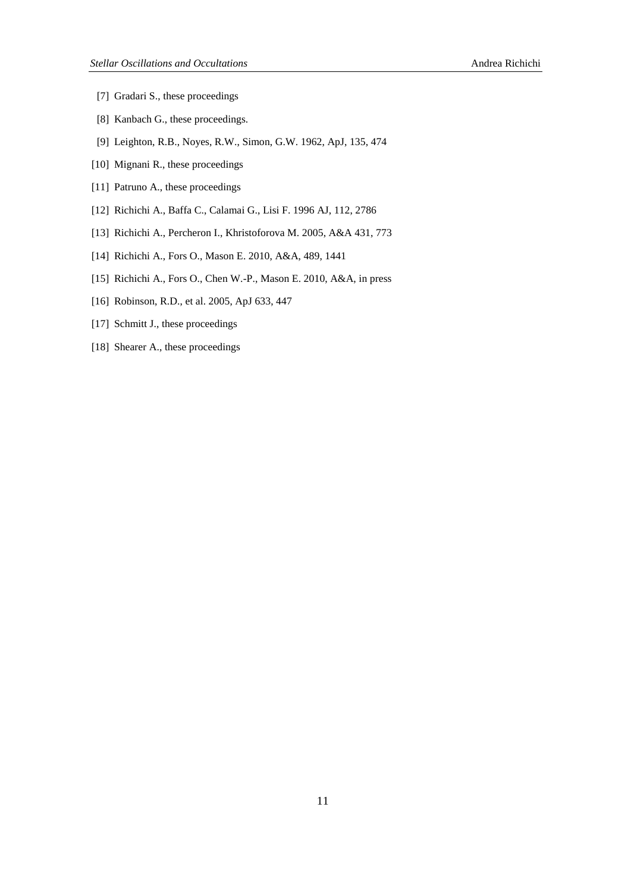[7] Gradari S., these proceedings

[8] Kanbach G., these proceedings.

[9] Leighton, R.B., Noyes, R.W., Simon, G.W. 1962, ApJ, 135, 474

[10] Mignani R., these proceedings

[11] Patruno A., these proceedings

[12] Richichi A., Baffa C., Calamai G., Lisi F. 1996 AJ, 112, 2786

[13] Richichi A., Percheron I., Khristoforova M. 2005, A&A 431, 773

[14] Richichi A., Fors O., Mason E. 2010, A&A, 489, 1441

[15] Richichi A., Fors O., Chen W.-P., Mason E. 2010, A&A, in press

[16] Robinson, R.D., et al. 2005, ApJ 633, 447

[17] Schmitt J., these proceedings

[18] Shearer A., these proceedings